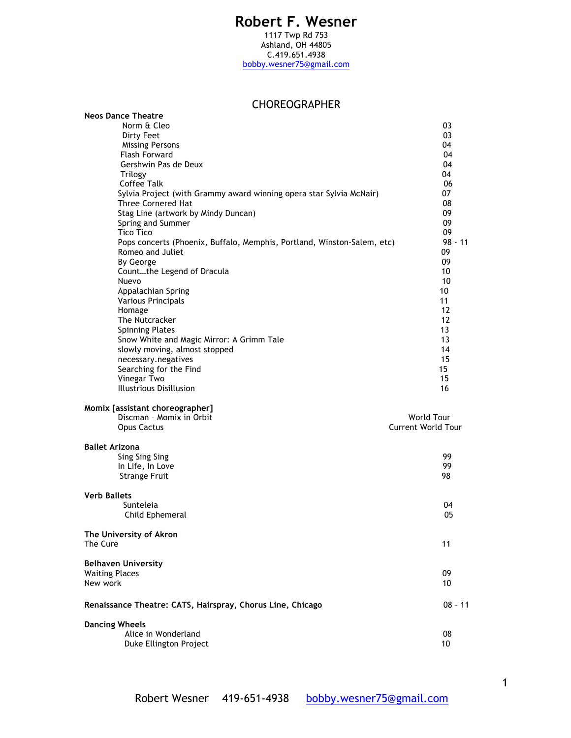# Robert F. Wesner

1117 Twp Rd 753
Ashland, OH 44805
C.419.651.4938
bobby.wesner75@gmail.com

## CHOREOGRAPHER

**Neos Dance Theatre**

| | |
|---|---|
| Norm & Cleo | 03 |
| Dirty Feet | 03 |
| Missing Persons | 04 |
| Flash Forward | 04 |
| Gershwin Pas de Deux | 04 |
| Trilogy | 04 |
| Coffee Talk | 06 |
| Sylvia Project (with Grammy award winning opera star Sylvia McNair) | 07 |
| Three Cornered Hat | 08 |
| Stag Line (artwork by Mindy Duncan) | 09 |
| Spring and Summer | 09 |
| Tico Tico | 09 |
| Pops concerts (Phoenix, Buffalo, Memphis, Portland, Winston-Salem, etc) | 98 - 11 |
| Romeo and Juliet | 09 |
| By George | 09 |
| Count…the Legend of Dracula | 10 |
| Nuevo | 10 |
| Appalachian Spring | 10 |
| Various Principals | 11 |
| Homage | 12 |
| The Nutcracker | 12 |
| Spinning Plates | 13 |
| Snow White and Magic Mirror: A Grimm Tale | 13 |
| slowly moving, almost stopped | 14 |
| necessary.negatives | 15 |
| Searching for the Find | 15 |
| Vinegar Two | 15 |
| Illustrious Disillusion | 16 |

**Momix [assistant choreographer]**

| | |
|---|---|
| Discman – Momix in Orbit | World Tour |
| Opus Cactus | Current World Tour |

**Ballet Arizona**

| | |
|---|---|
| Sing Sing Sing | 99 |
| In Life, In Love | 99 |
| Strange Fruit | 98 |

**Verb Ballets**

| | |
|---|---|
| Sunteleia | 04 |
| Child Ephemeral | 05 |

**The University of Akron**

| | |
|---|---|
| The Cure | 11 |

**Belhaven University**

| | |
|---|---|
| Waiting Places | 09 |
| New work | 10 |

**Renaissance Theatre: CATS, Hairspray, Chorus Line, Chicago** 08 – 11

**Dancing Wheels**

| | |
|---|---|
| Alice in Wonderland | 08 |
| Duke Ellington Project | 10 |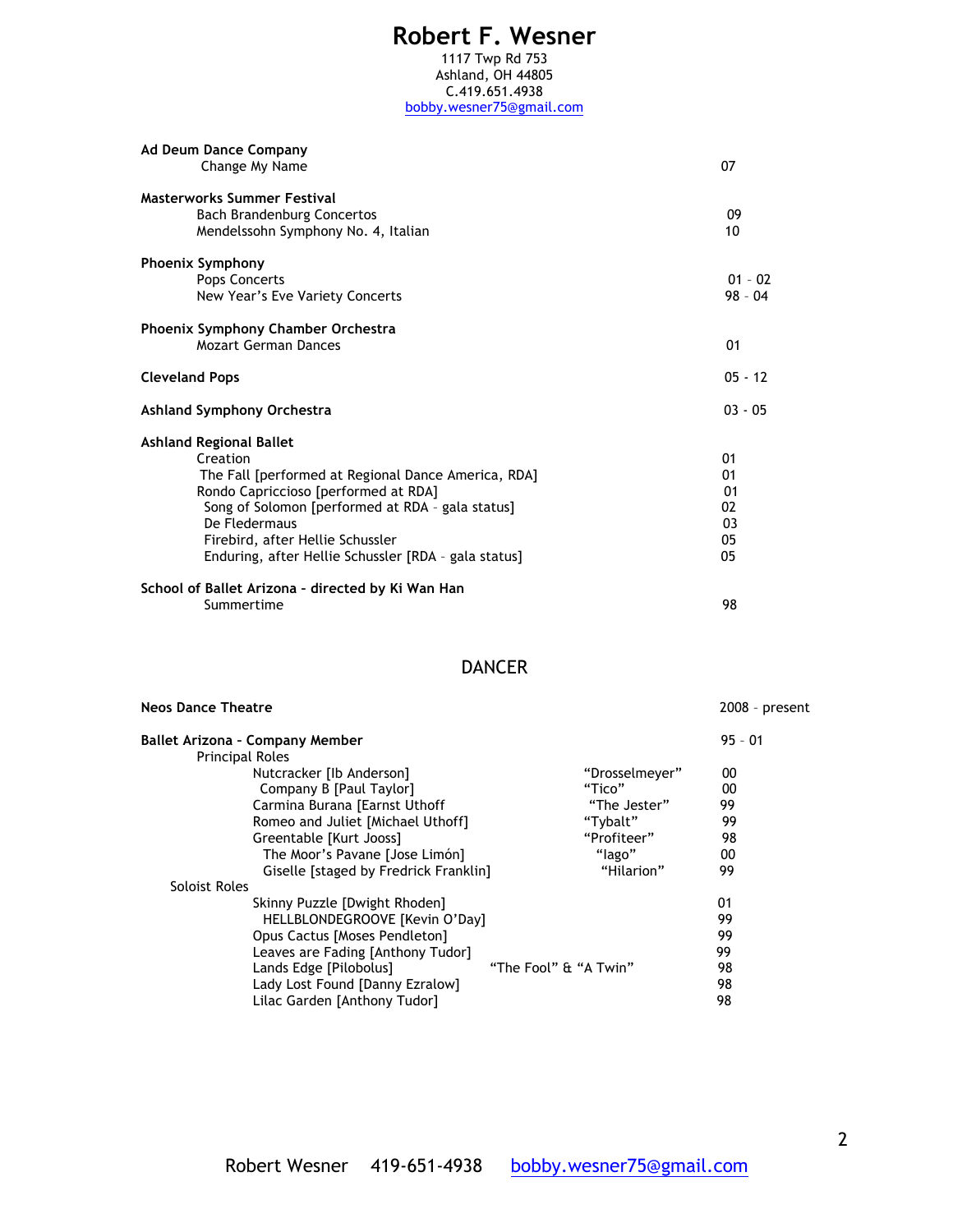# Robert F. Wesner

1117 Twp Rd 753
Ashland, OH 44805
C.419.651.4938
bobby.wesner75@gmail.com

| | |
|---|---|
| **Ad Deum Dance Company** | |
| Change My Name | 07 |
| **Masterworks Summer Festival** | |
| Bach Brandenburg Concertos | 09 |
| Mendelssohn Symphony No. 4, Italian | 10 |
| **Phoenix Symphony** | |
| Pops Concerts | 01 - 02 |
| New Year's Eve Variety Concerts | 98 - 04 |
| **Phoenix Symphony Chamber Orchestra** | |
| Mozart German Dances | 01 |
| **Cleveland Pops** | 05 - 12 |
| **Ashland Symphony Orchestra** | 03 - 05 |
| **Ashland Regional Ballet** | |
| Creation | 01 |
| The Fall [performed at Regional Dance America, RDA] | 01 |
| Rondo Capriccioso [performed at RDA] | 01 |
| Song of Solomon [performed at RDA - gala status] | 02 |
| De Fledermaus | 03 |
| Firebird, after Hellie Schussler | 05 |
| Enduring, after Hellie Schussler [RDA - gala status] | 05 |
| **School of Ballet Arizona - directed by Ki Wan Han** | |
| Summertime | 98 |

## DANCER

| | | |
|---|---|---|
| **Neos Dance Theatre** | | 2008 - present |
| **Ballet Arizona - Company Member** | | 95 - 01 |
| Principal Roles | | |
| Nutcracker [Ib Anderson] | "Drosselmeyer" | 00 |
| Company B [Paul Taylor] | "Tico" | 00 |
| Carmina Burana [Earnst Uthoff | "The Jester" | 99 |
| Romeo and Juliet [Michael Uthoff] | "Tybalt" | 99 |
| Greentable [Kurt Jooss] | "Profiteer" | 98 |
| The Moor's Pavane [Jose Limón] | "Iago" | 00 |
| Giselle [staged by Fredrick Franklin] | "Hilarion" | 99 |
| Soloist Roles | | |
| Skinny Puzzle [Dwight Rhoden] | | 01 |
| HELLBLONDEGROOVE [Kevin O'Day] | | 99 |
| Opus Cactus [Moses Pendleton] | | 99 |
| Leaves are Fading [Anthony Tudor] | | 99 |
| Lands Edge [Pilobolus] | "The Fool" & "A Twin" | 98 |
| Lady Lost Found [Danny Ezralow] | | 98 |
| Lilac Garden [Anthony Tudor] | | 98 |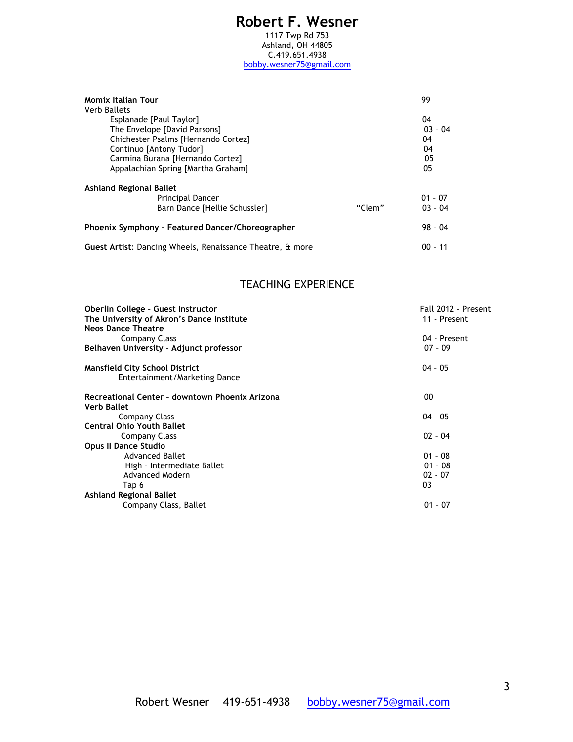# Robert F. Wesner

1117 Twp Rd 753
Ashland, OH 44805
C.419.651.4938
bobby.wesner75@gmail.com

| | | |
|---|---|---|
| **Momix Italian Tour** | | 99 |
| Verb Ballets | | |
| Esplanade [Paul Taylor] | | 04 |
| The Envelope [David Parsons] | | 03 - 04 |
| Chichester Psalms [Hernando Cortez] | | 04 |
| Continuo [Antony Tudor] | | 04 |
| Carmina Burana [Hernando Cortez] | | 05 |
| Appalachian Spring [Martha Graham] | | 05 |
| **Ashland Regional Ballet** | | |
| Principal Dancer | | 01 - 07 |
| Barn Dance [Hellie Schussler] | "Clem" | 03 - 04 |
| **Phoenix Symphony - Featured Dancer/Choreographer** | | 98 - 04 |
| **Guest Artist**: Dancing Wheels, Renaissance Theatre, & more | | 00 - 11 |

## TEACHING EXPERIENCE

| | |
|---|---|
| **Oberlin College - Guest Instructor** | Fall 2012 - Present |
| **The University of Akron's Dance Institute** | 11 - Present |
| **Neos Dance Theatre** | |
| Company Class | 04 - Present |
| **Belhaven University - Adjunct professor** | 07 - 09 |
| **Mansfield City School District** | 04 - 05 |
| Entertainment/Marketing Dance | |
| **Recreational Center - downtown Phoenix Arizona** | 00 |
| **Verb Ballet** | |
| Company Class | 04 - 05 |
| **Central Ohio Youth Ballet** | |
| Company Class | 02 - 04 |
| **Opus II Dance Studio** | |
| Advanced Ballet | 01 - 08 |
| High - Intermediate Ballet | 01 - 08 |
| Advanced Modern | 02 - 07 |
| Tap 6 | 03 |
| **Ashland Regional Ballet** | |
| Company Class, Ballet | 01 - 07 |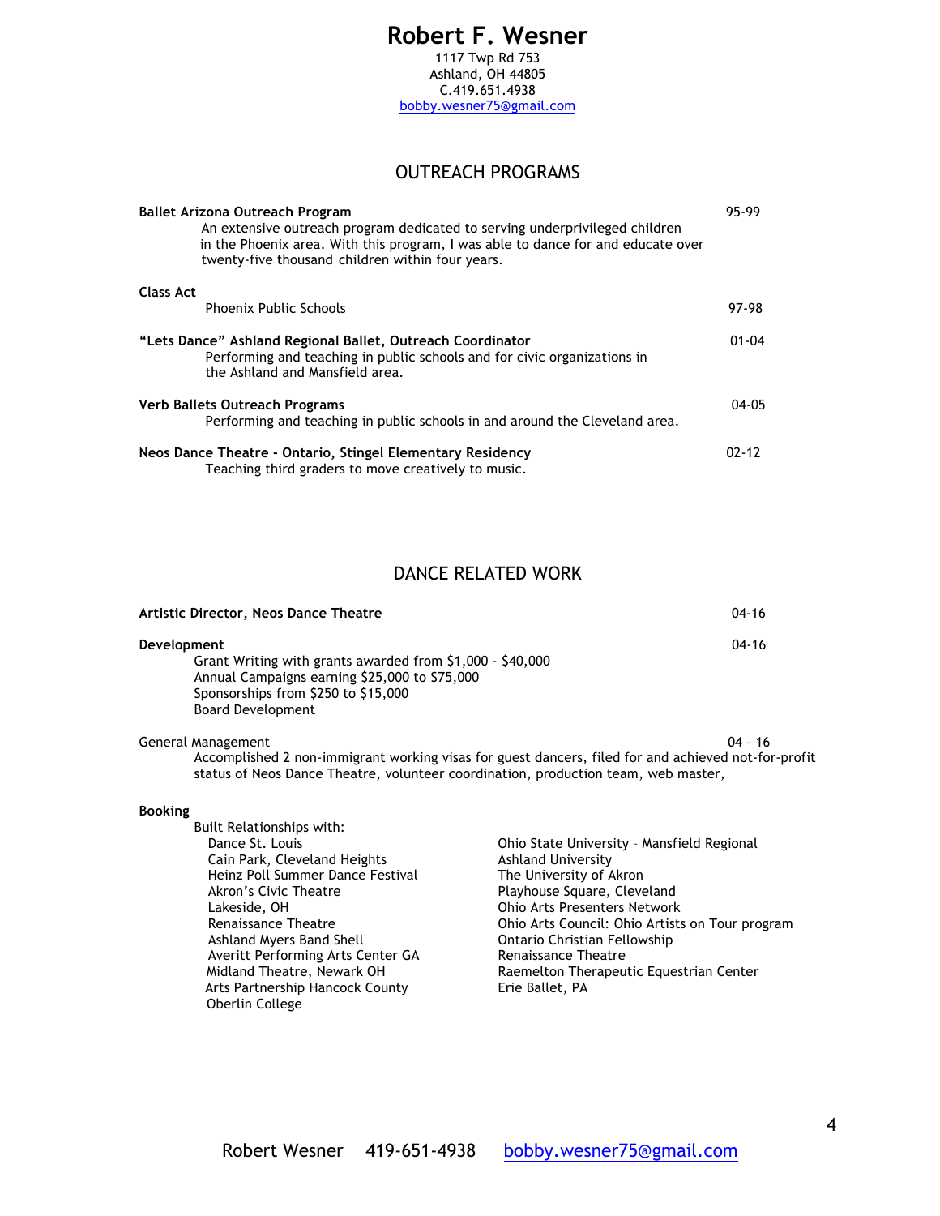# Robert F. Wesner

1117 Twp Rd 753
Ashland, OH 44805
C.419.651.4938
bobby.wesner75@gmail.com

## OUTREACH PROGRAMS

**Ballet Arizona Outreach Program** — 95-99
An extensive outreach program dedicated to serving underprivileged children in the Phoenix area. With this program, I was able to dance for and educate over twenty-five thousand children within four years.

**Class Act**
Phoenix Public Schools — 97-98

**"Lets Dance" Ashland Regional Ballet, Outreach Coordinator** — 01-04
Performing and teaching in public schools and for civic organizations in the Ashland and Mansfield area.

**Verb Ballets Outreach Programs** — 04-05
Performing and teaching in public schools in and around the Cleveland area.

**Neos Dance Theatre - Ontario, Stingel Elementary Residency** — 02-12
Teaching third graders to move creatively to music.

## DANCE RELATED WORK

**Artistic Director, Neos Dance Theatre** — 04-16

**Development** — 04-16
- Grant Writing with grants awarded from $1,000 - $40,000
- Annual Campaigns earning $25,000 to $75,000
- Sponsorships from $250 to $15,000
- Board Development

General Management — 04 – 16
Accomplished 2 non-immigrant working visas for guest dancers, filed for and achieved not-for-profit status of Neos Dance Theatre, volunteer coordination, production team, web master,

**Booking**
Built Relationships with:
- Dance St. Louis
- Cain Park, Cleveland Heights
- Heinz Poll Summer Dance Festival
- Akron's Civic Theatre
- Lakeside, OH
- Renaissance Theatre
- Ashland Myers Band Shell
- Averitt Performing Arts Center GA
- Midland Theatre, Newark OH
- Arts Partnership Hancock County
- Oberlin College
- Ohio State University – Mansfield Regional
- Ashland University
- The University of Akron
- Playhouse Square, Cleveland
- Ohio Arts Presenters Network
- Ohio Arts Council: Ohio Artists on Tour program
- Ontario Christian Fellowship
- Renaissance Theatre
- Raemelton Therapeutic Equestrian Center
- Erie Ballet, PA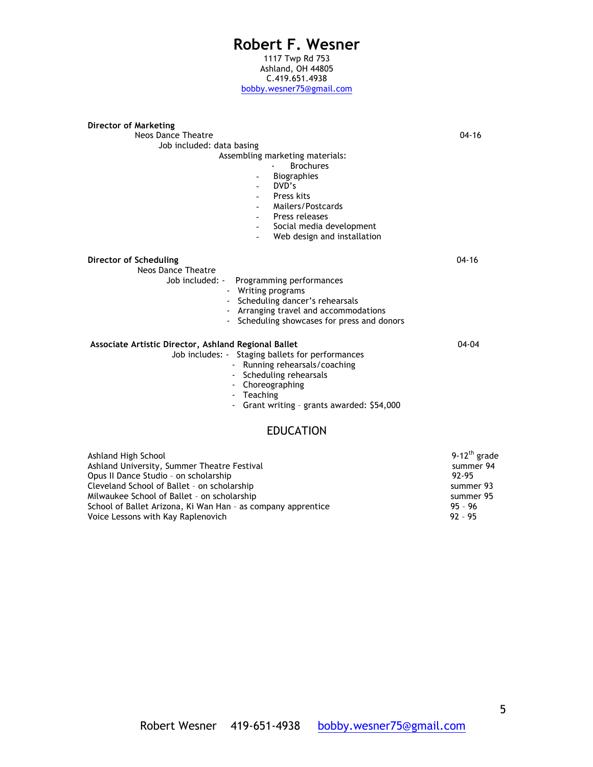# Robert F. Wesner

1117 Twp Rd 753
Ashland, OH 44805
C.419.651.4938
bobby.wesner75@gmail.com

**Director of Marketing**

Neos Dance Theatre — 04-16

Job included: data basing

Assembling marketing materials:

- Brochures
- Biographies
- DVD's
- Press kits
- Mailers/Postcards
- Press releases
- Social media development
- Web design and installation

**Director of Scheduling** — 04-16

Neos Dance Theatre

Job included:

- Programming performances
- Writing programs
- Scheduling dancer's rehearsals
- Arranging travel and accommodations
- Scheduling showcases for press and donors

**Associate Artistic Director, Ashland Regional Ballet** — 04-04

Job includes:

- Staging ballets for performances
- Running rehearsals/coaching
- Scheduling rehearsals
- Choreographing
- Teaching
- Grant writing – grants awarded: $54,000

## EDUCATION

| | |
|---|---|
| Ashland High School | 9-12th grade |
| Ashland University, Summer Theatre Festival | summer 94 |
| Opus II Dance Studio – on scholarship | 92-95 |
| Cleveland School of Ballet – on scholarship | summer 93 |
| Milwaukee School of Ballet – on scholarship | summer 95 |
| School of Ballet Arizona, Ki Wan Han – as company apprentice | 95 – 96 |
| Voice Lessons with Kay Raplenovich | 92 – 95 |